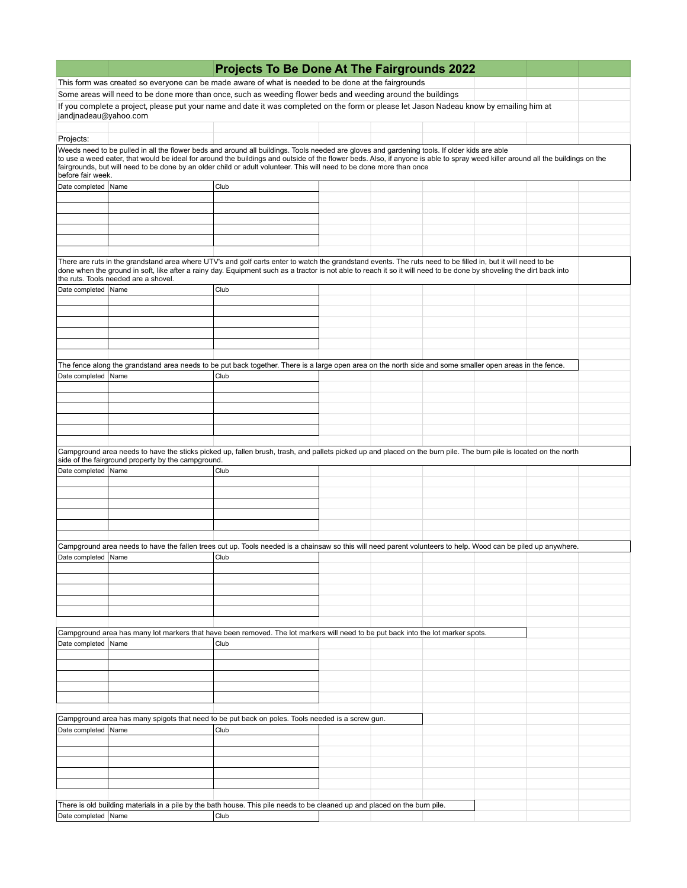# Projects To Be Done At The Fairgrounds 2022

This form was created so everyone can be made aware of what is needed to be done at the fairgrounds

Some areas will need to be done more than once, such as weeding flower beds and weeding around the buildings

If you complete a project, please put your name and date it was completed on the form or please let Jason Nadeau know by emailing him at jandjnadeau@yahoo.com

Projects:

Weeds need to be pulled in all the flower beds and around all buildings. Tools needed are gloves and gardening tools. If older kids are able to use a weed eater, that would be ideal for around the buildings and outside of the flower beds. Also, if anyone is able to spray weed killer around all the buildings on the fairgrounds, but will need to be done by an older child or adult volunteer. This will need to be done more than once before fair week.

| Date completed | Name | Club |
|---|---|---|
| | | |
| | | |
| | | |
| | | |
| | | |

There are ruts in the grandstand area where UTV's and golf carts enter to watch the grandstand events. The ruts need to be filled in, but it will need to be done when the ground in soft, like after a rainy day. Equipment such as a tractor is not able to reach it so it will need to be done by shoveling the dirt back into the ruts. Tools needed are a shovel.

| Date completed | Name | Club |
|---|---|---|
| | | |
| | | |
| | | |
| | | |
| | | |

The fence along the grandstand area needs to be put back together. There is a large open area on the north side and some smaller open areas in the fence.

| Date completed | Name | Club |
|---|---|---|
| | | |
| | | |
| | | |
| | | |
| | | |

Campground area needs to have the sticks picked up, fallen brush, trash, and pallets picked up and placed on the burn pile. The burn pile is located on the north side of the fairground property by the campground.

| Date completed | Name | Club |
|---|---|---|
| | | |
| | | |
| | | |
| | | |
| | | |

Campground area needs to have the fallen trees cut up. Tools needed is a chainsaw so this will need parent volunteers to help. Wood can be piled up anywhere.

| Date completed | Name | Club |
|---|---|---|
| | | |
| | | |
| | | |
| | | |
| | | |

Campground area has many lot markers that have been removed. The lot markers will need to be put back into the lot marker spots.

| Date completed | Name | Club |
|---|---|---|
| | | |
| | | |
| | | |
| | | |
| | | |

Campground area has many spigots that need to be put back on poles. Tools needed is a screw gun.

| Date completed | Name | Club |
|---|---|---|
| | | |
| | | |
| | | |
| | | |
| | | |

There is old building materials in a pile by the bath house. This pile needs to be cleaned up and placed on the burn pile.

| Date completed | Name | Club |
|---|---|---|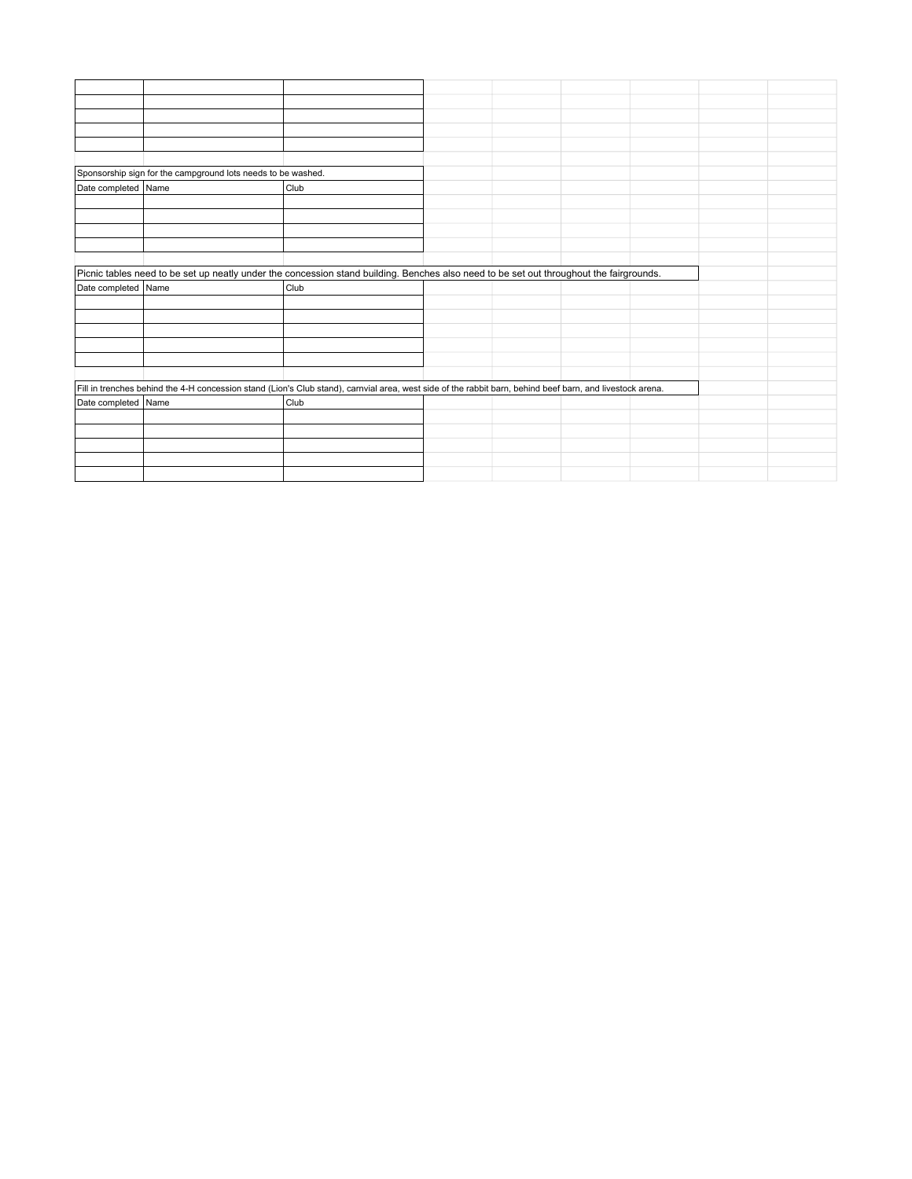| | | |
|---|---|---|
| | | |
| | | |
| | | |
| | | |
| | | |

Sponsorship sign for the campground lots needs to be washed.

| Date completed | Name | Club |
|---|---|---|
| | | |
| | | |
| | | |
| | | |

Picnic tables need to be set up neatly under the concession stand building. Benches also need to be set out throughout the fairgrounds.

| Date completed | Name | Club |
|---|---|---|
| | | |
| | | |
| | | |
| | | |
| | | |

Fill in trenches behind the 4-H concession stand (Lion's Club stand), carnvial area, west side of the rabbit barn, behind beef barn, and livestock arena.

| Date completed | Name | Club |
|---|---|---|
| | | |
| | | |
| | | |
| | | |
| | | |